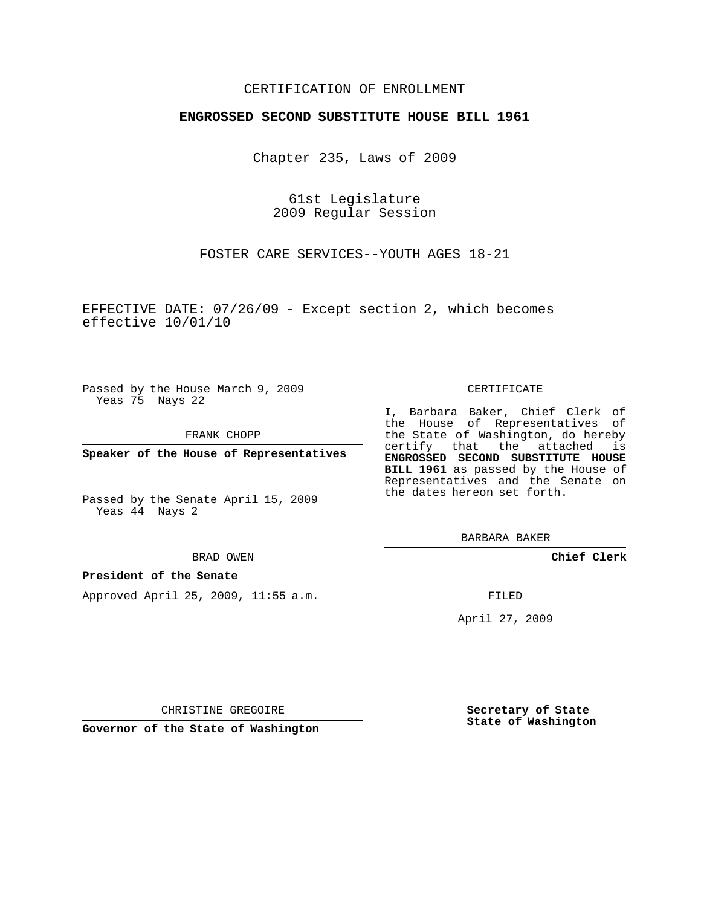CERTIFICATION OF ENROLLMENT

**ENGROSSED SECOND SUBSTITUTE HOUSE BILL 1961**

Chapter 235, Laws of 2009

61st Legislature
2009 Regular Session

FOSTER CARE SERVICES--YOUTH AGES 18-21

EFFECTIVE DATE: 07/26/09 - Except section 2, which becomes effective 10/01/10

Passed by the House March 9, 2009
Yeas 75 Nays 22

FRANK CHOPP

**Speaker of the House of Representatives**

Passed by the Senate April 15, 2009
Yeas 44 Nays 2

BRAD OWEN

**President of the Senate**

Approved April 25, 2009, 11:55 a.m.

CHRISTINE GREGOIRE

**Governor of the State of Washington**

CERTIFICATE

I, Barbara Baker, Chief Clerk of the House of Representatives of the State of Washington, do hereby certify that the attached is **ENGROSSED SECOND SUBSTITUTE HOUSE BILL 1961** as passed by the House of Representatives and the Senate on the dates hereon set forth.

BARBARA BAKER

**Chief Clerk**

FILED

April 27, 2009

**Secretary of State
State of Washington**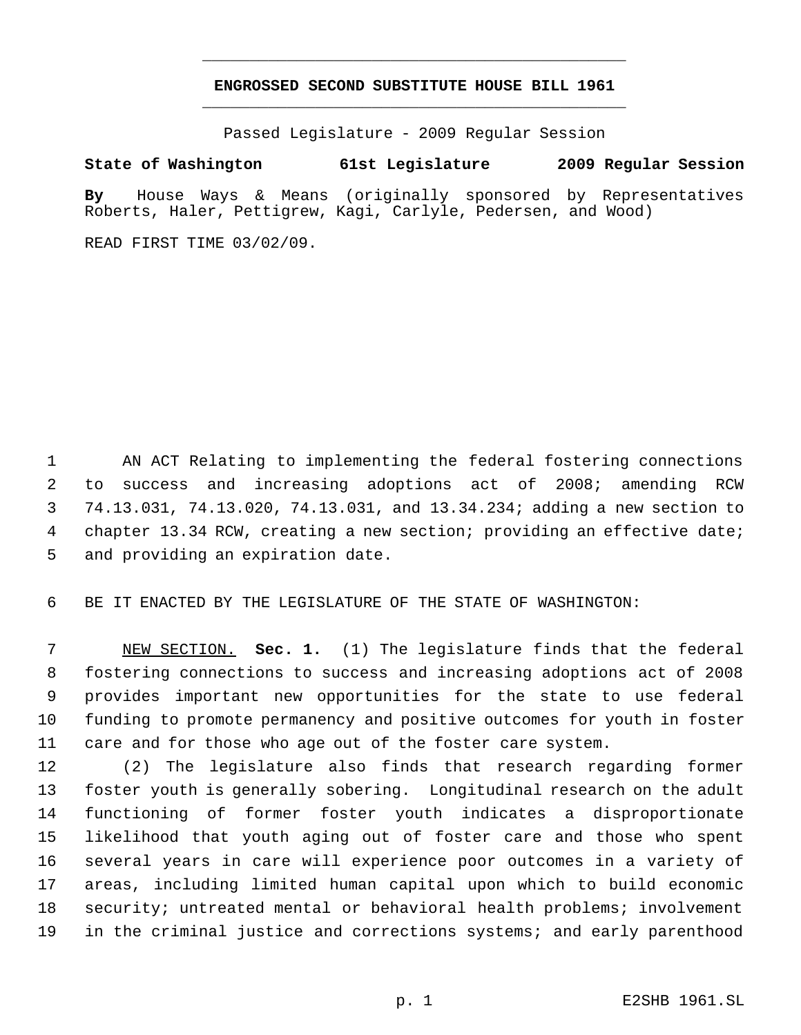# ENGROSSED SECOND SUBSTITUTE HOUSE BILL 1961

Passed Legislature - 2009 Regular Session

**State of Washington 61st Legislature 2009 Regular Session**

**By** House Ways & Means (originally sponsored by Representatives Roberts, Haler, Pettigrew, Kagi, Carlyle, Pedersen, and Wood)

READ FIRST TIME 03/02/09.

AN ACT Relating to implementing the federal fostering connections to success and increasing adoptions act of 2008; amending RCW 74.13.031, 74.13.020, 74.13.031, and 13.34.234; adding a new section to chapter 13.34 RCW, creating a new section; providing an effective date; and providing an expiration date.

BE IT ENACTED BY THE LEGISLATURE OF THE STATE OF WASHINGTON:

NEW SECTION. **Sec. 1.** (1) The legislature finds that the federal fostering connections to success and increasing adoptions act of 2008 provides important new opportunities for the state to use federal funding to promote permanency and positive outcomes for youth in foster care and for those who age out of the foster care system.

(2) The legislature also finds that research regarding former foster youth is generally sobering. Longitudinal research on the adult functioning of former foster youth indicates a disproportionate likelihood that youth aging out of foster care and those who spent several years in care will experience poor outcomes in a variety of areas, including limited human capital upon which to build economic security; untreated mental or behavioral health problems; involvement in the criminal justice and corrections systems; and early parenthood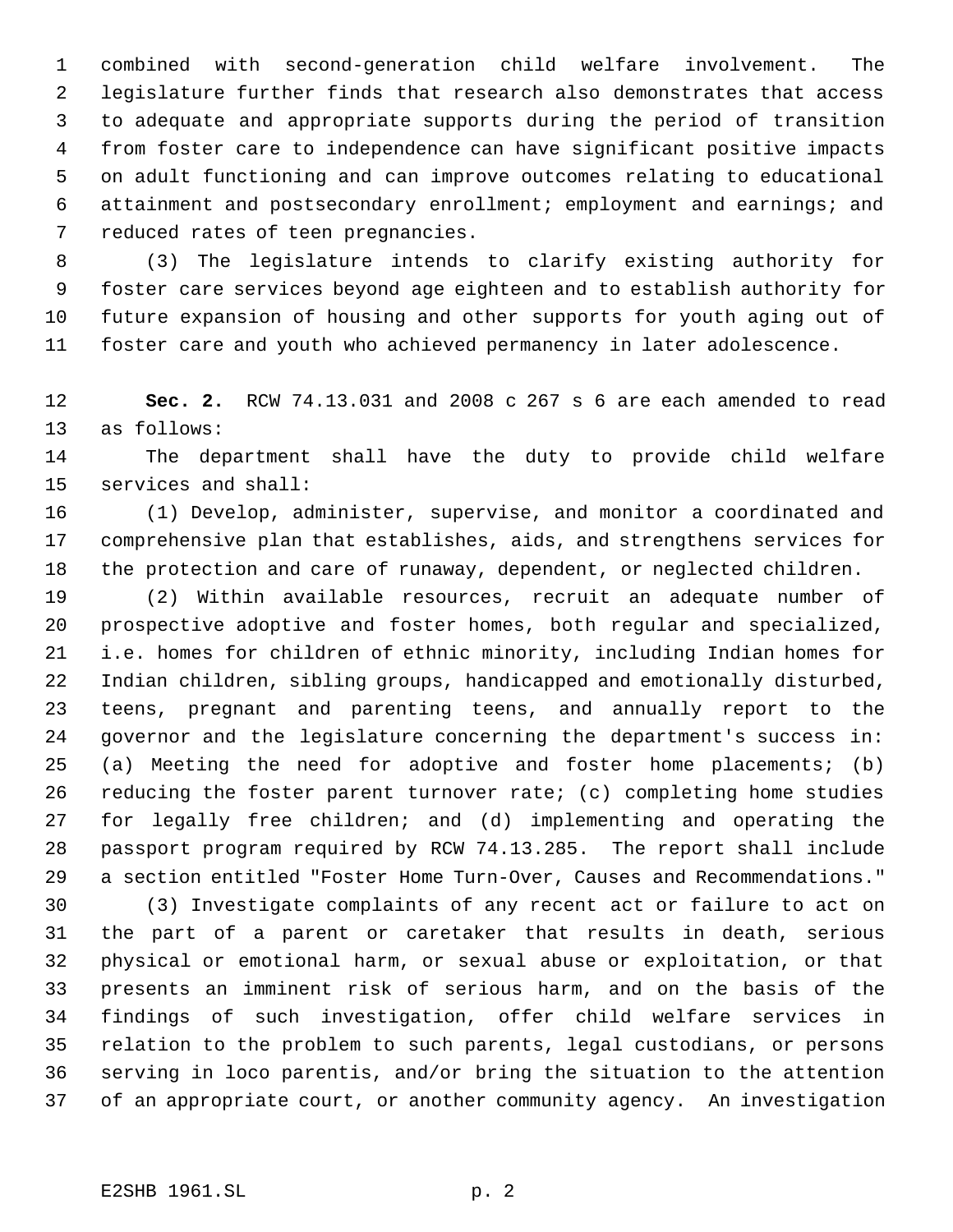combined with second-generation child welfare involvement. The legislature further finds that research also demonstrates that access to adequate and appropriate supports during the period of transition from foster care to independence can have significant positive impacts on adult functioning and can improve outcomes relating to educational attainment and postsecondary enrollment; employment and earnings; and reduced rates of teen pregnancies.

(3) The legislature intends to clarify existing authority for foster care services beyond age eighteen and to establish authority for future expansion of housing and other supports for youth aging out of foster care and youth who achieved permanency in later adolescence.

**Sec. 2.** RCW 74.13.031 and 2008 c 267 s 6 are each amended to read as follows:

The department shall have the duty to provide child welfare services and shall:

(1) Develop, administer, supervise, and monitor a coordinated and comprehensive plan that establishes, aids, and strengthens services for the protection and care of runaway, dependent, or neglected children.

(2) Within available resources, recruit an adequate number of prospective adoptive and foster homes, both regular and specialized, i.e. homes for children of ethnic minority, including Indian homes for Indian children, sibling groups, handicapped and emotionally disturbed, teens, pregnant and parenting teens, and annually report to the governor and the legislature concerning the department's success in: (a) Meeting the need for adoptive and foster home placements; (b) reducing the foster parent turnover rate; (c) completing home studies for legally free children; and (d) implementing and operating the passport program required by RCW 74.13.285. The report shall include a section entitled "Foster Home Turn-Over, Causes and Recommendations."

(3) Investigate complaints of any recent act or failure to act on the part of a parent or caretaker that results in death, serious physical or emotional harm, or sexual abuse or exploitation, or that presents an imminent risk of serious harm, and on the basis of the findings of such investigation, offer child welfare services in relation to the problem to such parents, legal custodians, or persons serving in loco parentis, and/or bring the situation to the attention of an appropriate court, or another community agency. An investigation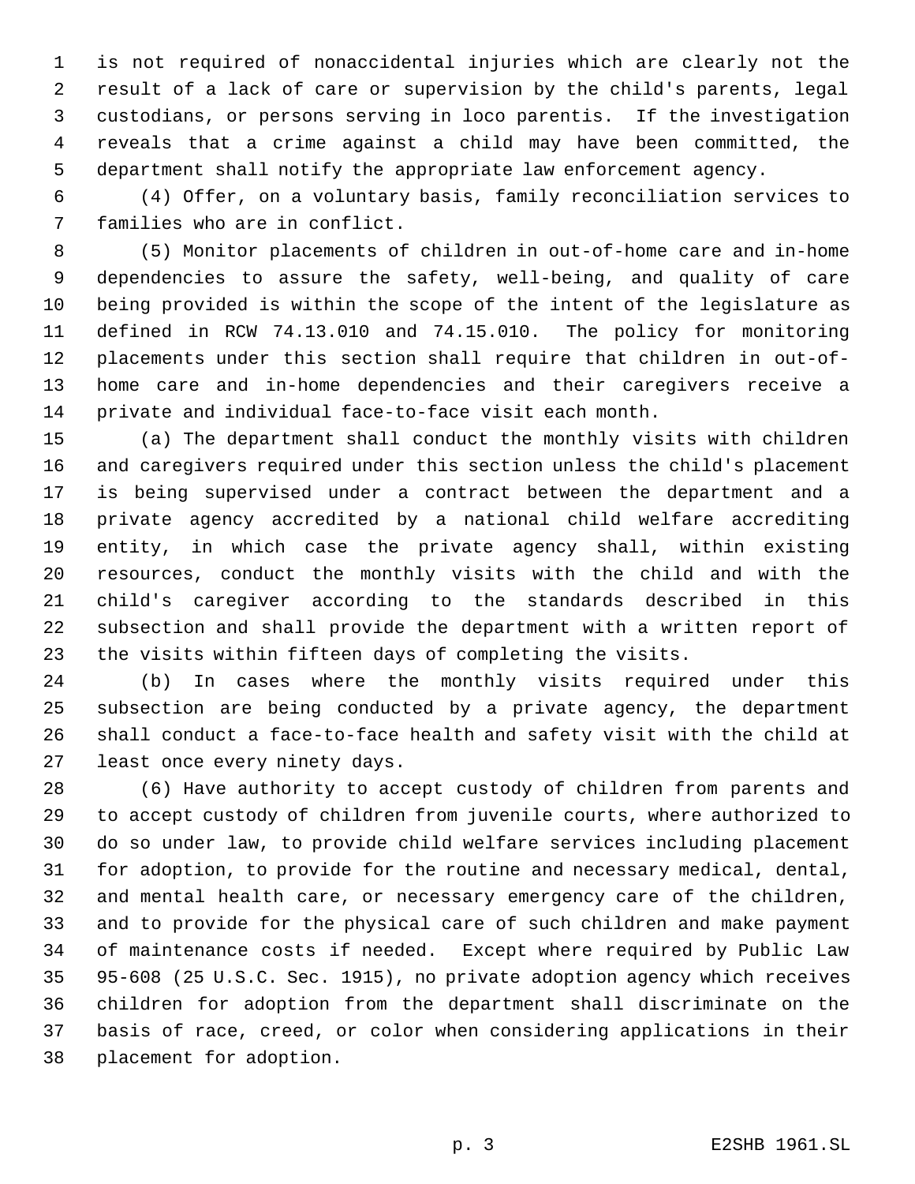is not required of nonaccidental injuries which are clearly not the result of a lack of care or supervision by the child's parents, legal custodians, or persons serving in loco parentis. If the investigation reveals that a crime against a child may have been committed, the department shall notify the appropriate law enforcement agency.

(4) Offer, on a voluntary basis, family reconciliation services to families who are in conflict.

(5) Monitor placements of children in out-of-home care and in-home dependencies to assure the safety, well-being, and quality of care being provided is within the scope of the intent of the legislature as defined in RCW 74.13.010 and 74.15.010. The policy for monitoring placements under this section shall require that children in out-of-home care and in-home dependencies and their caregivers receive a private and individual face-to-face visit each month.

(a) The department shall conduct the monthly visits with children and caregivers required under this section unless the child's placement is being supervised under a contract between the department and a private agency accredited by a national child welfare accrediting entity, in which case the private agency shall, within existing resources, conduct the monthly visits with the child and with the child's caregiver according to the standards described in this subsection and shall provide the department with a written report of the visits within fifteen days of completing the visits.

(b) In cases where the monthly visits required under this subsection are being conducted by a private agency, the department shall conduct a face-to-face health and safety visit with the child at least once every ninety days.

(6) Have authority to accept custody of children from parents and to accept custody of children from juvenile courts, where authorized to do so under law, to provide child welfare services including placement for adoption, to provide for the routine and necessary medical, dental, and mental health care, or necessary emergency care of the children, and to provide for the physical care of such children and make payment of maintenance costs if needed. Except where required by Public Law 95-608 (25 U.S.C. Sec. 1915), no private adoption agency which receives children for adoption from the department shall discriminate on the basis of race, creed, or color when considering applications in their placement for adoption.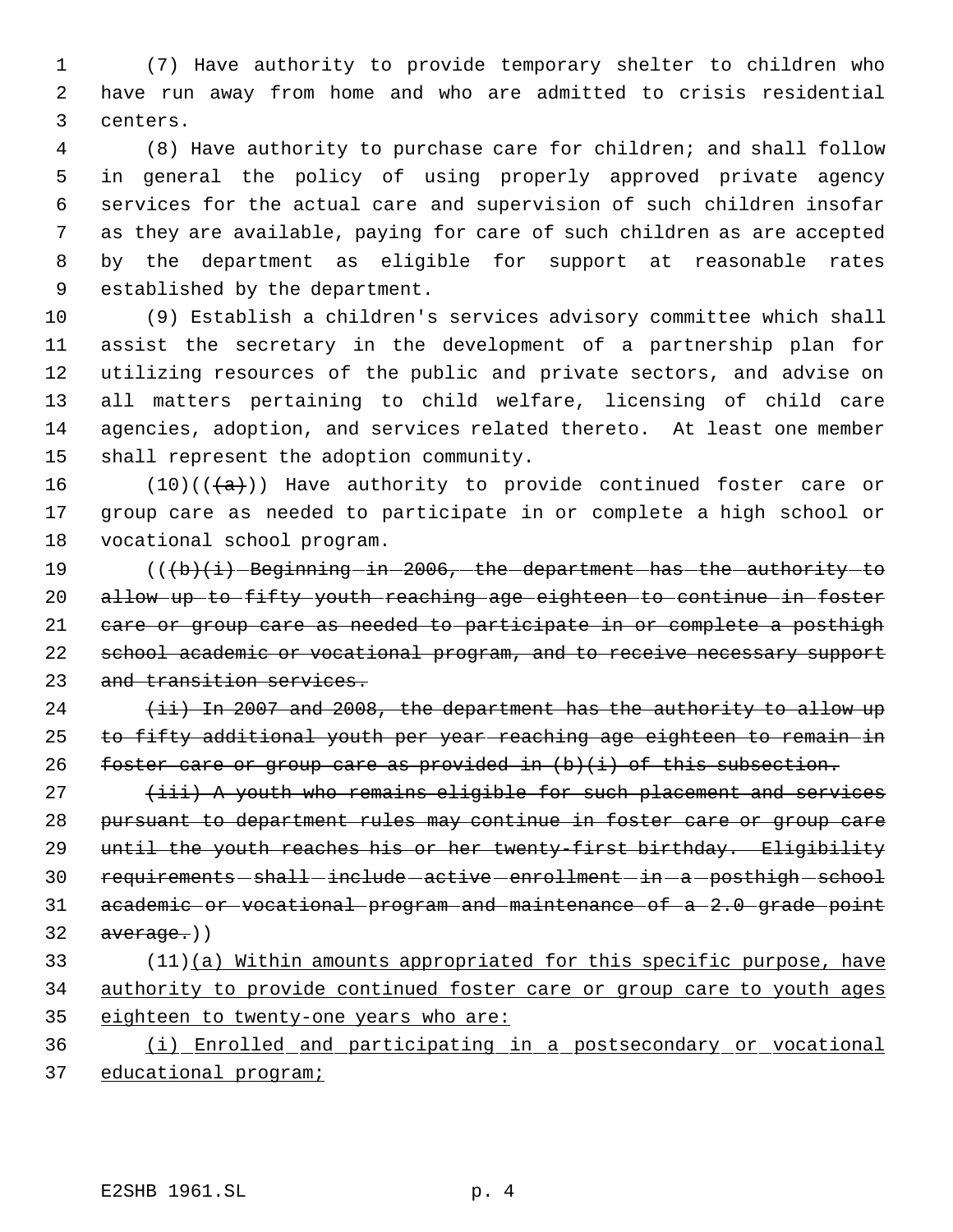(7) Have authority to provide temporary shelter to children who have run away from home and who are admitted to crisis residential centers.

(8) Have authority to purchase care for children; and shall follow in general the policy of using properly approved private agency services for the actual care and supervision of such children insofar as they are available, paying for care of such children as are accepted by the department as eligible for support at reasonable rates established by the department.

(9) Establish a children's services advisory committee which shall assist the secretary in the development of a partnership plan for utilizing resources of the public and private sectors, and advise on all matters pertaining to child welfare, licensing of child care agencies, adoption, and services related thereto. At least one member shall represent the adoption community.

(10)((~~(a)~~)) Have authority to provide continued foster care or group care as needed to participate in or complete a high school or vocational school program.

((~~(b)(i) Beginning in 2006, the department has the authority to allow up to fifty youth reaching age eighteen to continue in foster care or group care as needed to participate in or complete a posthigh school academic or vocational program, and to receive necessary support and transition services.~~

~~(ii) In 2007 and 2008, the department has the authority to allow up to fifty additional youth per year reaching age eighteen to remain in foster care or group care as provided in (b)(i) of this subsection.~~

~~(iii) A youth who remains eligible for such placement and services pursuant to department rules may continue in foster care or group care until the youth reaches his or her twenty-first birthday. Eligibility requirements shall include active enrollment in a posthigh school academic or vocational program and maintenance of a 2.0 grade point average.~~))

(11)<u>(a) Within amounts appropriated for this specific purpose, have authority to provide continued foster care or group care to youth ages eighteen to twenty-one years who are:</u>

<u>(i) Enrolled and participating in a postsecondary or vocational educational program;</u>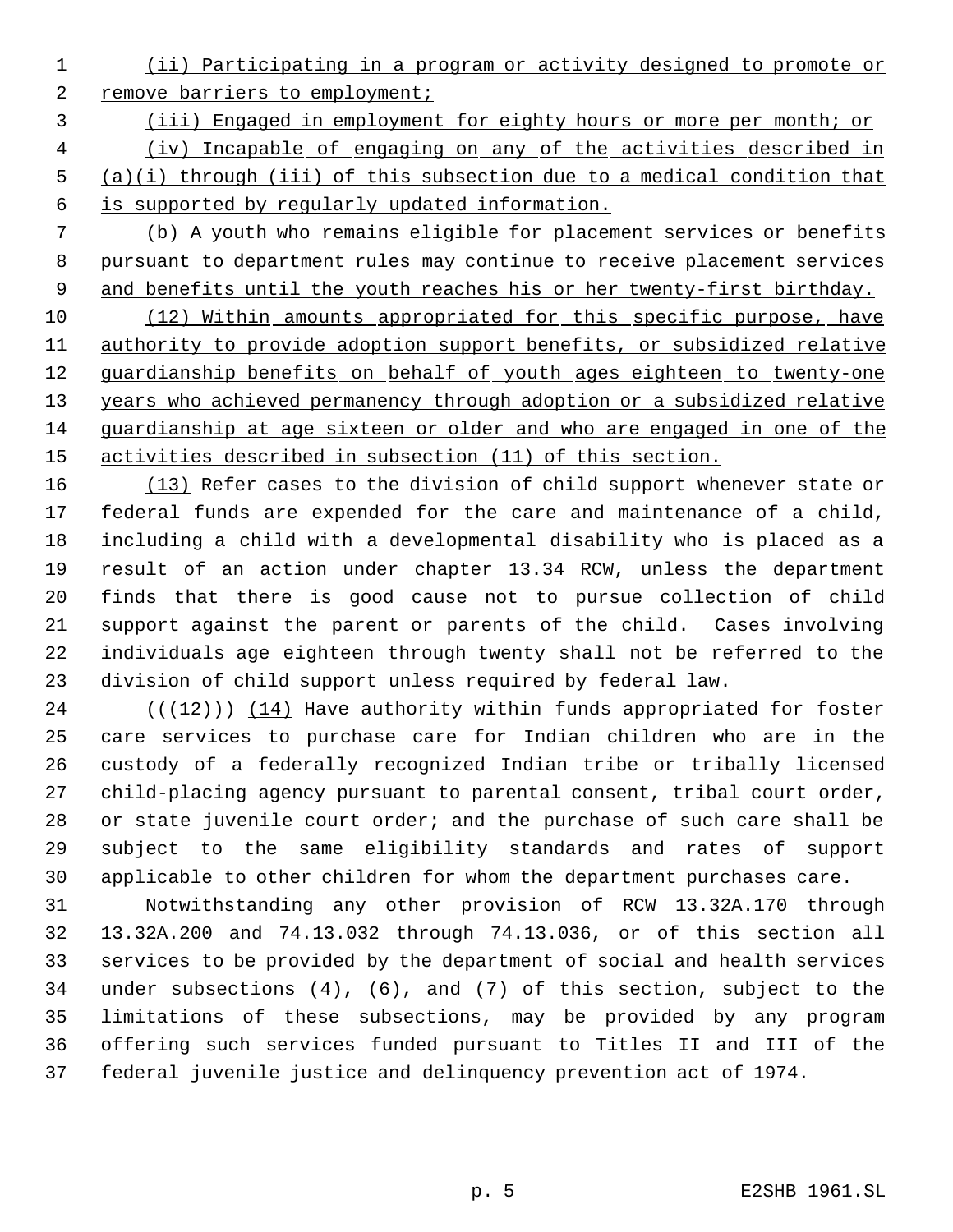(ii) Participating in a program or activity designed to promote or remove barriers to employment;

(iii) Engaged in employment for eighty hours or more per month; or

(iv) Incapable of engaging on any of the activities described in (a)(i) through (iii) of this subsection due to a medical condition that is supported by regularly updated information.

(b) A youth who remains eligible for placement services or benefits pursuant to department rules may continue to receive placement services and benefits until the youth reaches his or her twenty-first birthday.

(12) Within amounts appropriated for this specific purpose, have authority to provide adoption support benefits, or subsidized relative guardianship benefits on behalf of youth ages eighteen to twenty-one years who achieved permanency through adoption or a subsidized relative guardianship at age sixteen or older and who are engaged in one of the activities described in subsection (11) of this section.

(13) Refer cases to the division of child support whenever state or federal funds are expended for the care and maintenance of a child, including a child with a developmental disability who is placed as a result of an action under chapter 13.34 RCW, unless the department finds that there is good cause not to pursue collection of child support against the parent or parents of the child. Cases involving individuals age eighteen through twenty shall not be referred to the division of child support unless required by federal law.

(((12))) (14) Have authority within funds appropriated for foster care services to purchase care for Indian children who are in the custody of a federally recognized Indian tribe or tribally licensed child-placing agency pursuant to parental consent, tribal court order, or state juvenile court order; and the purchase of such care shall be subject to the same eligibility standards and rates of support applicable to other children for whom the department purchases care.

Notwithstanding any other provision of RCW 13.32A.170 through 13.32A.200 and 74.13.032 through 74.13.036, or of this section all services to be provided by the department of social and health services under subsections (4), (6), and (7) of this section, subject to the limitations of these subsections, may be provided by any program offering such services funded pursuant to Titles II and III of the federal juvenile justice and delinquency prevention act of 1974.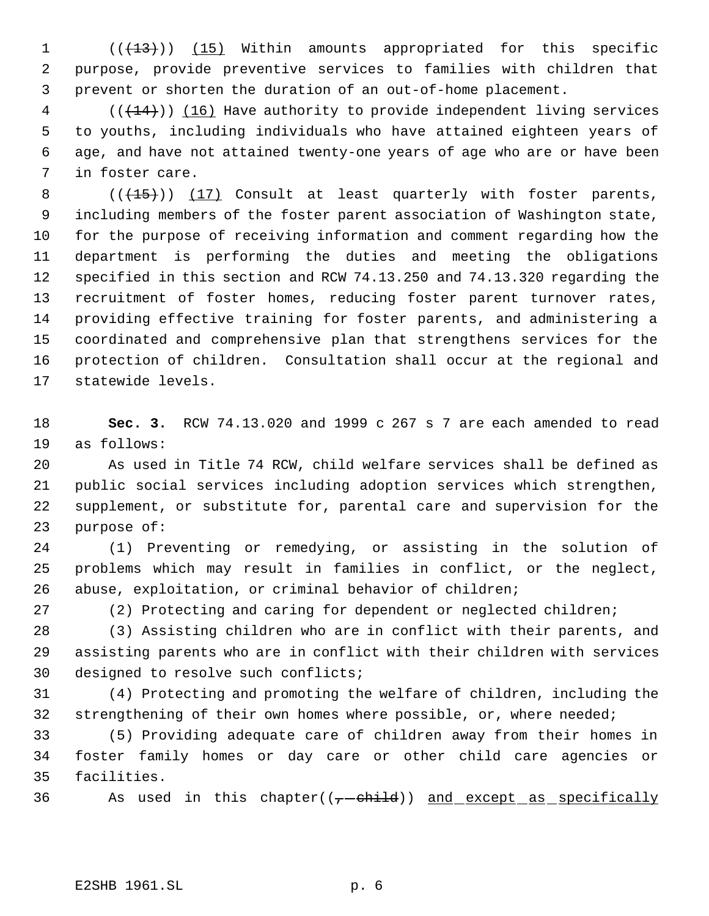((~~(13)~~)) <u>(15)</u> Within amounts appropriated for this specific purpose, provide preventive services to families with children that prevent or shorten the duration of an out-of-home placement.

((~~(14)~~)) <u>(16)</u> Have authority to provide independent living services to youths, including individuals who have attained eighteen years of age, and have not attained twenty-one years of age who are or have been in foster care.

((~~(15)~~)) <u>(17)</u> Consult at least quarterly with foster parents, including members of the foster parent association of Washington state, for the purpose of receiving information and comment regarding how the department is performing the duties and meeting the obligations specified in this section and RCW 74.13.250 and 74.13.320 regarding the recruitment of foster homes, reducing foster parent turnover rates, providing effective training for foster parents, and administering a coordinated and comprehensive plan that strengthens services for the protection of children. Consultation shall occur at the regional and statewide levels.

**Sec. 3.** RCW 74.13.020 and 1999 c 267 s 7 are each amended to read as follows:

As used in Title 74 RCW, child welfare services shall be defined as public social services including adoption services which strengthen, supplement, or substitute for, parental care and supervision for the purpose of:

(1) Preventing or remedying, or assisting in the solution of problems which may result in families in conflict, or the neglect, abuse, exploitation, or criminal behavior of children;

(2) Protecting and caring for dependent or neglected children;

(3) Assisting children who are in conflict with their parents, and assisting parents who are in conflict with their children with services designed to resolve such conflicts;

(4) Protecting and promoting the welfare of children, including the strengthening of their own homes where possible, or, where needed;

(5) Providing adequate care of children away from their homes in foster family homes or day care or other child care agencies or facilities.

As used in this chapter((~~, child~~)) <u>and except as specifically</u>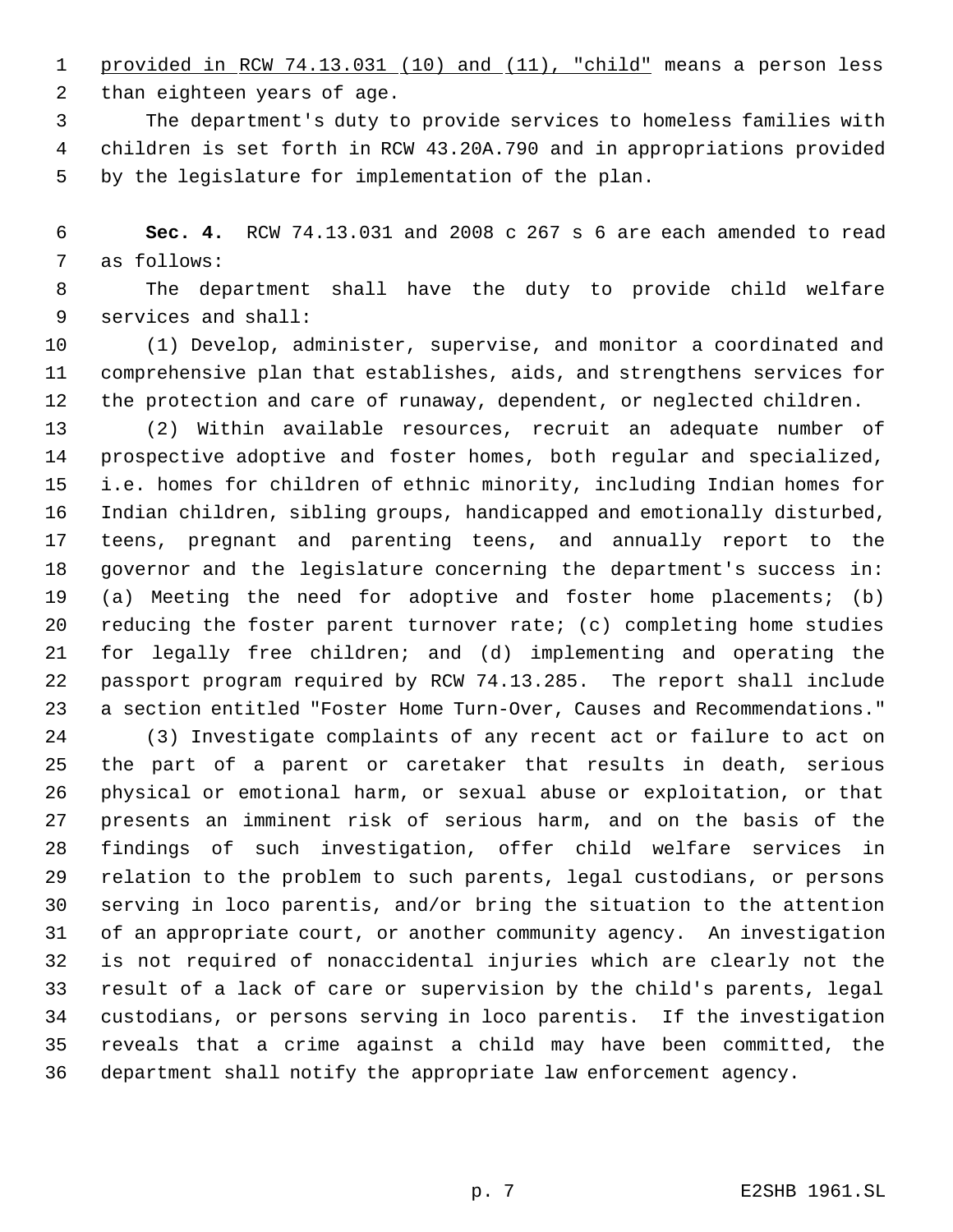provided in RCW 74.13.031 (10) and (11), "child" means a person less than eighteen years of age.

The department's duty to provide services to homeless families with children is set forth in RCW 43.20A.790 and in appropriations provided by the legislature for implementation of the plan.

**Sec. 4.** RCW 74.13.031 and 2008 c 267 s 6 are each amended to read as follows:

The department shall have the duty to provide child welfare services and shall:

(1) Develop, administer, supervise, and monitor a coordinated and comprehensive plan that establishes, aids, and strengthens services for the protection and care of runaway, dependent, or neglected children.

(2) Within available resources, recruit an adequate number of prospective adoptive and foster homes, both regular and specialized, i.e. homes for children of ethnic minority, including Indian homes for Indian children, sibling groups, handicapped and emotionally disturbed, teens, pregnant and parenting teens, and annually report to the governor and the legislature concerning the department's success in: (a) Meeting the need for adoptive and foster home placements; (b) reducing the foster parent turnover rate; (c) completing home studies for legally free children; and (d) implementing and operating the passport program required by RCW 74.13.285. The report shall include a section entitled "Foster Home Turn-Over, Causes and Recommendations."

(3) Investigate complaints of any recent act or failure to act on the part of a parent or caretaker that results in death, serious physical or emotional harm, or sexual abuse or exploitation, or that presents an imminent risk of serious harm, and on the basis of the findings of such investigation, offer child welfare services in relation to the problem to such parents, legal custodians, or persons serving in loco parentis, and/or bring the situation to the attention of an appropriate court, or another community agency. An investigation is not required of nonaccidental injuries which are clearly not the result of a lack of care or supervision by the child's parents, legal custodians, or persons serving in loco parentis. If the investigation reveals that a crime against a child may have been committed, the department shall notify the appropriate law enforcement agency.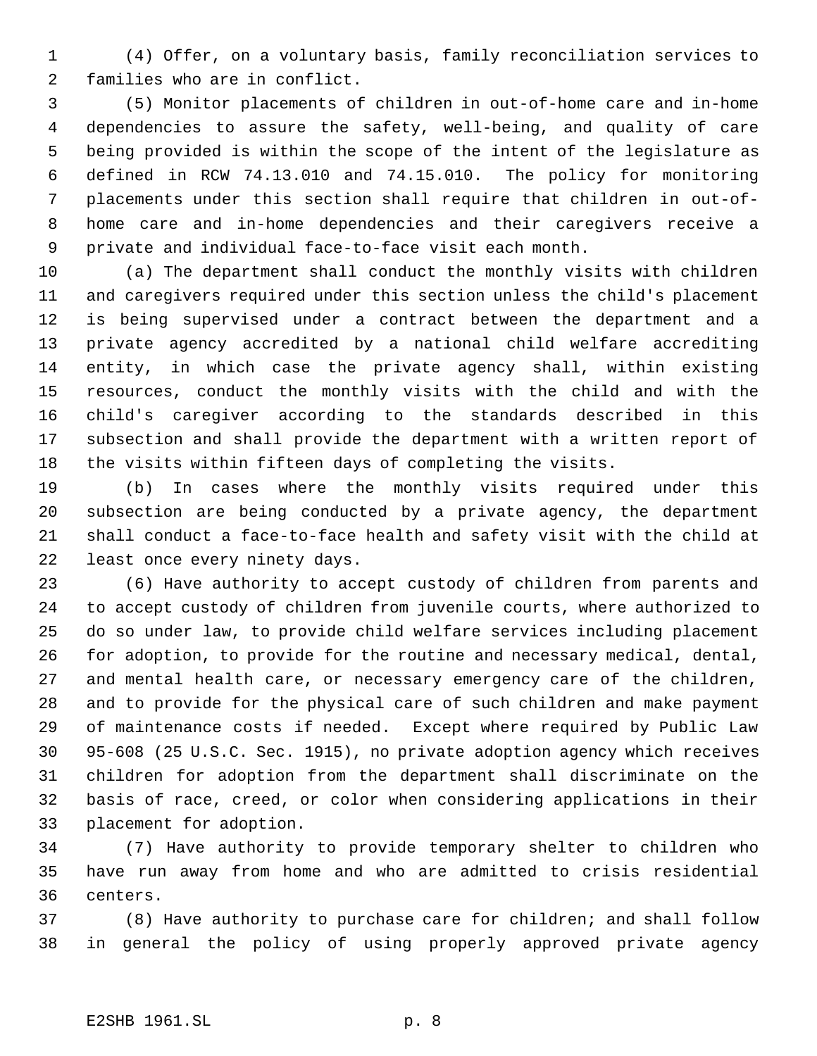(4) Offer, on a voluntary basis, family reconciliation services to families who are in conflict.

(5) Monitor placements of children in out-of-home care and in-home dependencies to assure the safety, well-being, and quality of care being provided is within the scope of the intent of the legislature as defined in RCW 74.13.010 and 74.15.010. The policy for monitoring placements under this section shall require that children in out-of-home care and in-home dependencies and their caregivers receive a private and individual face-to-face visit each month.

(a) The department shall conduct the monthly visits with children and caregivers required under this section unless the child's placement is being supervised under a contract between the department and a private agency accredited by a national child welfare accrediting entity, in which case the private agency shall, within existing resources, conduct the monthly visits with the child and with the child's caregiver according to the standards described in this subsection and shall provide the department with a written report of the visits within fifteen days of completing the visits.

(b) In cases where the monthly visits required under this subsection are being conducted by a private agency, the department shall conduct a face-to-face health and safety visit with the child at least once every ninety days.

(6) Have authority to accept custody of children from parents and to accept custody of children from juvenile courts, where authorized to do so under law, to provide child welfare services including placement for adoption, to provide for the routine and necessary medical, dental, and mental health care, or necessary emergency care of the children, and to provide for the physical care of such children and make payment of maintenance costs if needed. Except where required by Public Law 95-608 (25 U.S.C. Sec. 1915), no private adoption agency which receives children for adoption from the department shall discriminate on the basis of race, creed, or color when considering applications in their placement for adoption.

(7) Have authority to provide temporary shelter to children who have run away from home and who are admitted to crisis residential centers.

(8) Have authority to purchase care for children; and shall follow in general the policy of using properly approved private agency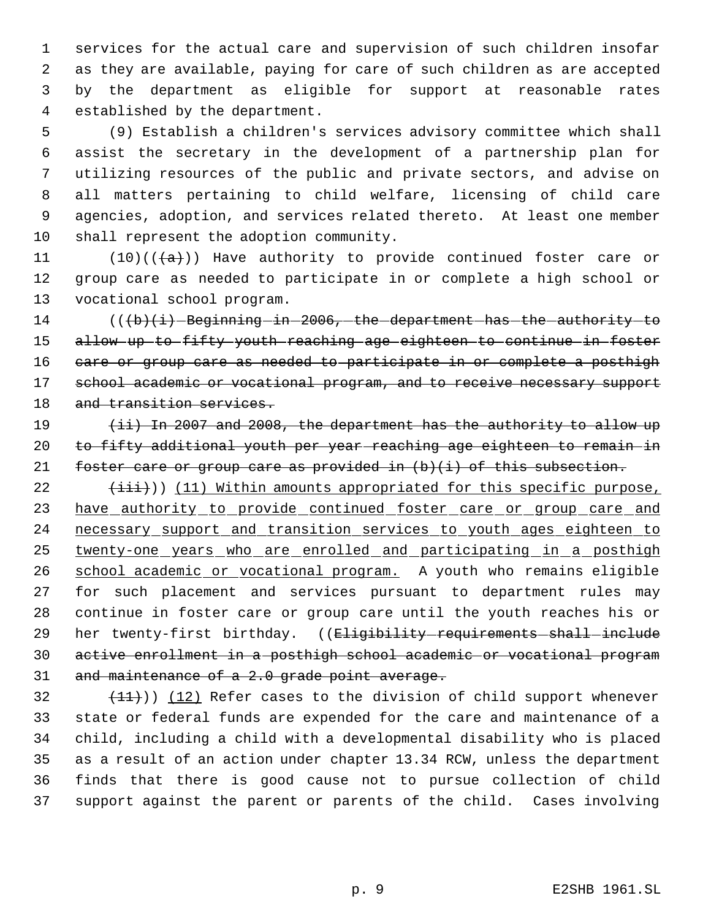services for the actual care and supervision of such children insofar as they are available, paying for care of such children as are accepted by the department as eligible for support at reasonable rates established by the department.

(9) Establish a children's services advisory committee which shall assist the secretary in the development of a partnership plan for utilizing resources of the public and private sectors, and advise on all matters pertaining to child welfare, licensing of child care agencies, adoption, and services related thereto. At least one member shall represent the adoption community.

(10)(( ~~(a)~~ )) Have authority to provide continued foster care or group care as needed to participate in or complete a high school or vocational school program.

(( ~~(b)(i) Beginning in 2006, the department has the authority to allow up to fifty youth reaching age eighteen to continue in foster care or group care as needed to participate in or complete a posthigh school academic or vocational program, and to receive necessary support and transition services.~~

~~(ii) In 2007 and 2008, the department has the authority to allow up to fifty additional youth per year reaching age eighteen to remain in foster care or group care as provided in (b)(i) of this subsection.~~

~~(iii)~~ )) <u>(11) Within amounts appropriated for this specific purpose, have authority to provide continued foster care or group care and necessary support and transition services to youth ages eighteen to twenty-one years who are enrolled and participating in a posthigh school academic or vocational program.</u> A youth who remains eligible for such placement and services pursuant to department rules may continue in foster care or group care until the youth reaches his or her twenty-first birthday. (( ~~Eligibility requirements shall include active enrollment in a posthigh school academic or vocational program and maintenance of a 2.0 grade point average.~~

~~(11)~~ )) <u>(12)</u> Refer cases to the division of child support whenever state or federal funds are expended for the care and maintenance of a child, including a child with a developmental disability who is placed as a result of an action under chapter 13.34 RCW, unless the department finds that there is good cause not to pursue collection of child support against the parent or parents of the child. Cases involving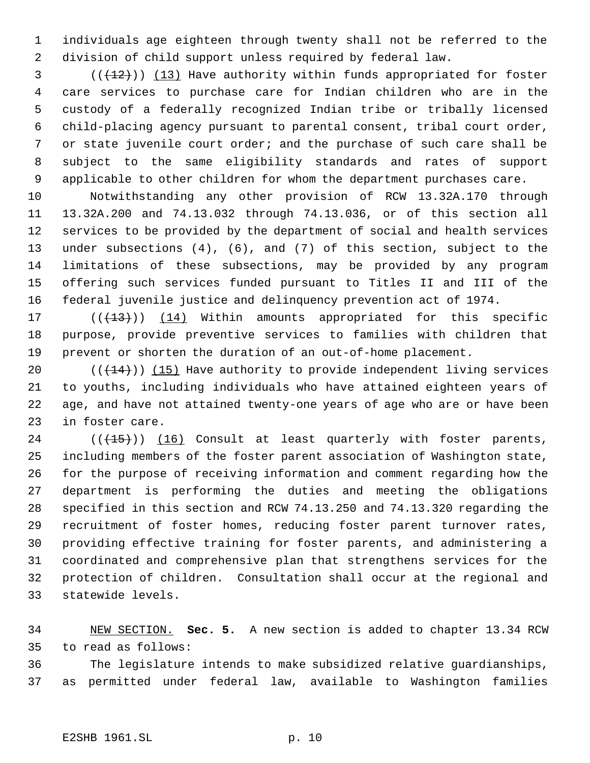individuals age eighteen through twenty shall not be referred to the division of child support unless required by federal law.

((~~(12)~~)) (13) Have authority within funds appropriated for foster care services to purchase care for Indian children who are in the custody of a federally recognized Indian tribe or tribally licensed child-placing agency pursuant to parental consent, tribal court order, or state juvenile court order; and the purchase of such care shall be subject to the same eligibility standards and rates of support applicable to other children for whom the department purchases care.

Notwithstanding any other provision of RCW 13.32A.170 through 13.32A.200 and 74.13.032 through 74.13.036, or of this section all services to be provided by the department of social and health services under subsections (4), (6), and (7) of this section, subject to the limitations of these subsections, may be provided by any program offering such services funded pursuant to Titles II and III of the federal juvenile justice and delinquency prevention act of 1974.

((~~(13)~~)) (14) Within amounts appropriated for this specific purpose, provide preventive services to families with children that prevent or shorten the duration of an out-of-home placement.

((~~(14)~~)) (15) Have authority to provide independent living services to youths, including individuals who have attained eighteen years of age, and have not attained twenty-one years of age who are or have been in foster care.

((~~(15)~~)) (16) Consult at least quarterly with foster parents, including members of the foster parent association of Washington state, for the purpose of receiving information and comment regarding how the department is performing the duties and meeting the obligations specified in this section and RCW 74.13.250 and 74.13.320 regarding the recruitment of foster homes, reducing foster parent turnover rates, providing effective training for foster parents, and administering a coordinated and comprehensive plan that strengthens services for the protection of children. Consultation shall occur at the regional and statewide levels.

NEW SECTION. **Sec. 5.** A new section is added to chapter 13.34 RCW to read as follows:

The legislature intends to make subsidized relative guardianships, as permitted under federal law, available to Washington families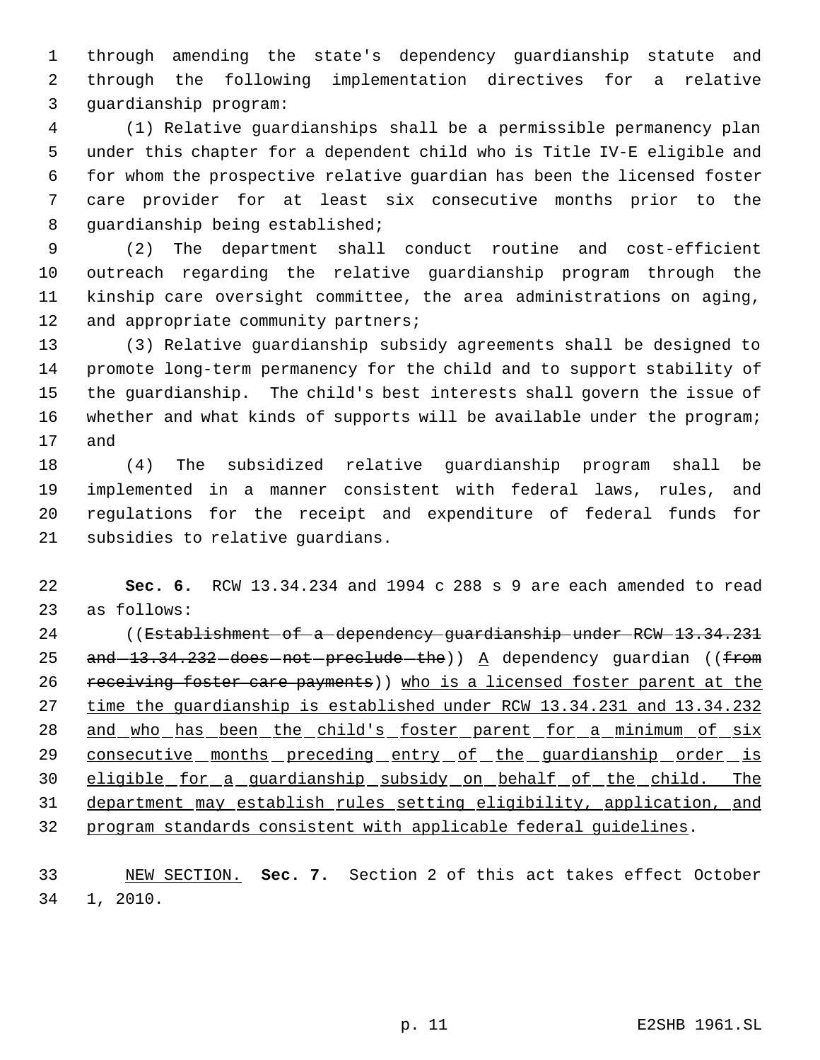through amending the state's dependency guardianship statute and through the following implementation directives for a relative guardianship program:

(1) Relative guardianships shall be a permissible permanency plan under this chapter for a dependent child who is Title IV-E eligible and for whom the prospective relative guardian has been the licensed foster care provider for at least six consecutive months prior to the guardianship being established;

(2) The department shall conduct routine and cost-efficient outreach regarding the relative guardianship program through the kinship care oversight committee, the area administrations on aging, and appropriate community partners;

(3) Relative guardianship subsidy agreements shall be designed to promote long-term permanency for the child and to support stability of the guardianship. The child's best interests shall govern the issue of whether and what kinds of supports will be available under the program; and

(4) The subsidized relative guardianship program shall be implemented in a manner consistent with federal laws, rules, and regulations for the receipt and expenditure of federal funds for subsidies to relative guardians.

**Sec. 6.** RCW 13.34.234 and 1994 c 288 s 9 are each amended to read as follows:

((~~Establishment of a dependency guardianship under RCW 13.34.231 and 13.34.232 does not preclude the~~)) <u>A</u> dependency guardian ((~~from receiving foster care payments~~)) <u>who is a licensed foster parent at the time the guardianship is established under RCW 13.34.231 and 13.34.232 and who has been the child's foster parent for a minimum of six consecutive months preceding entry of the guardianship order is eligible for a guardianship subsidy on behalf of the child. The department may establish rules setting eligibility, application, and program standards consistent with applicable federal guidelines</u>.

<u>NEW SECTION.</u> **Sec. 7.** Section 2 of this act takes effect October 1, 2010.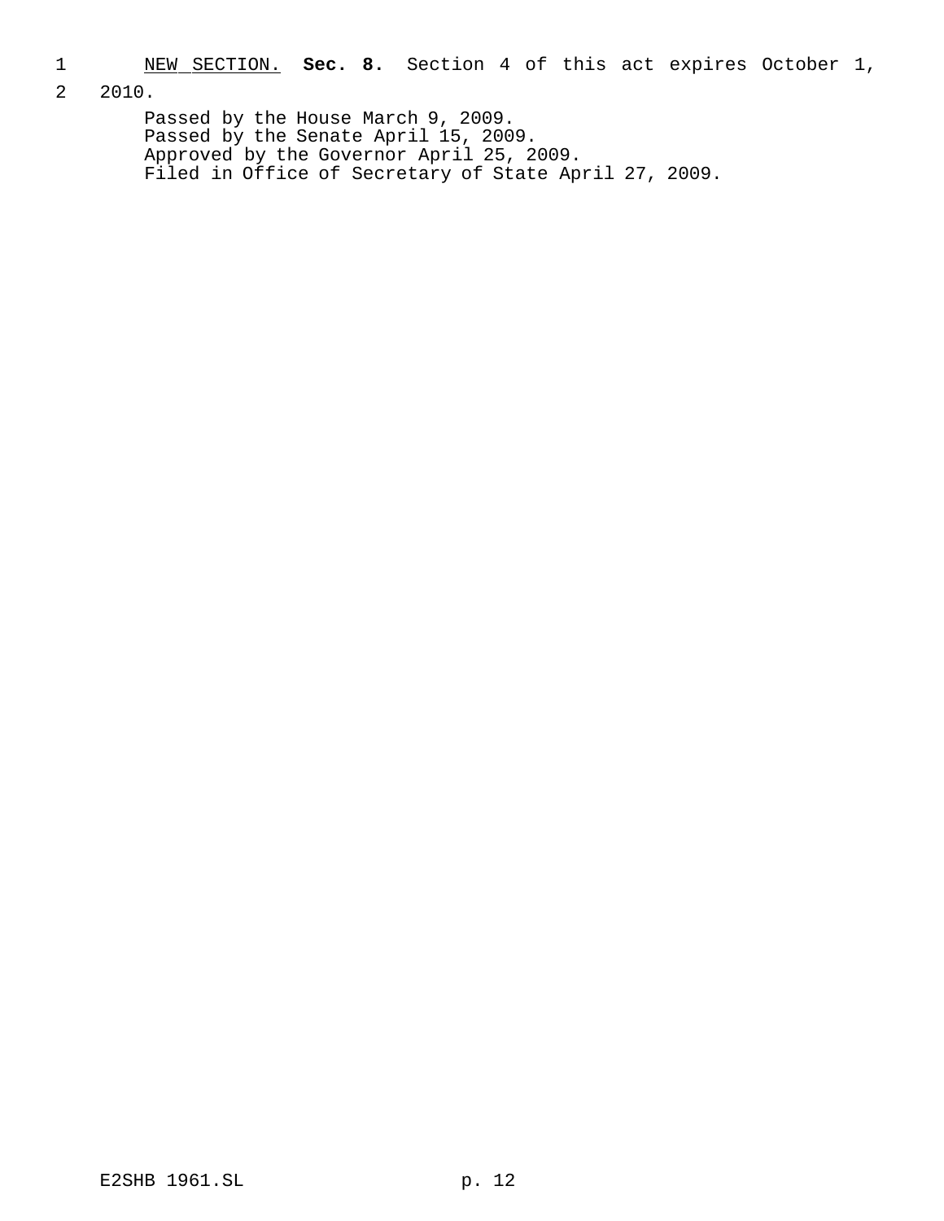NEW SECTION. **Sec. 8.** Section 4 of this act expires October 1, 2010.

Passed by the House March 9, 2009.
Passed by the Senate April 15, 2009.
Approved by the Governor April 25, 2009.
Filed in Office of Secretary of State April 27, 2009.